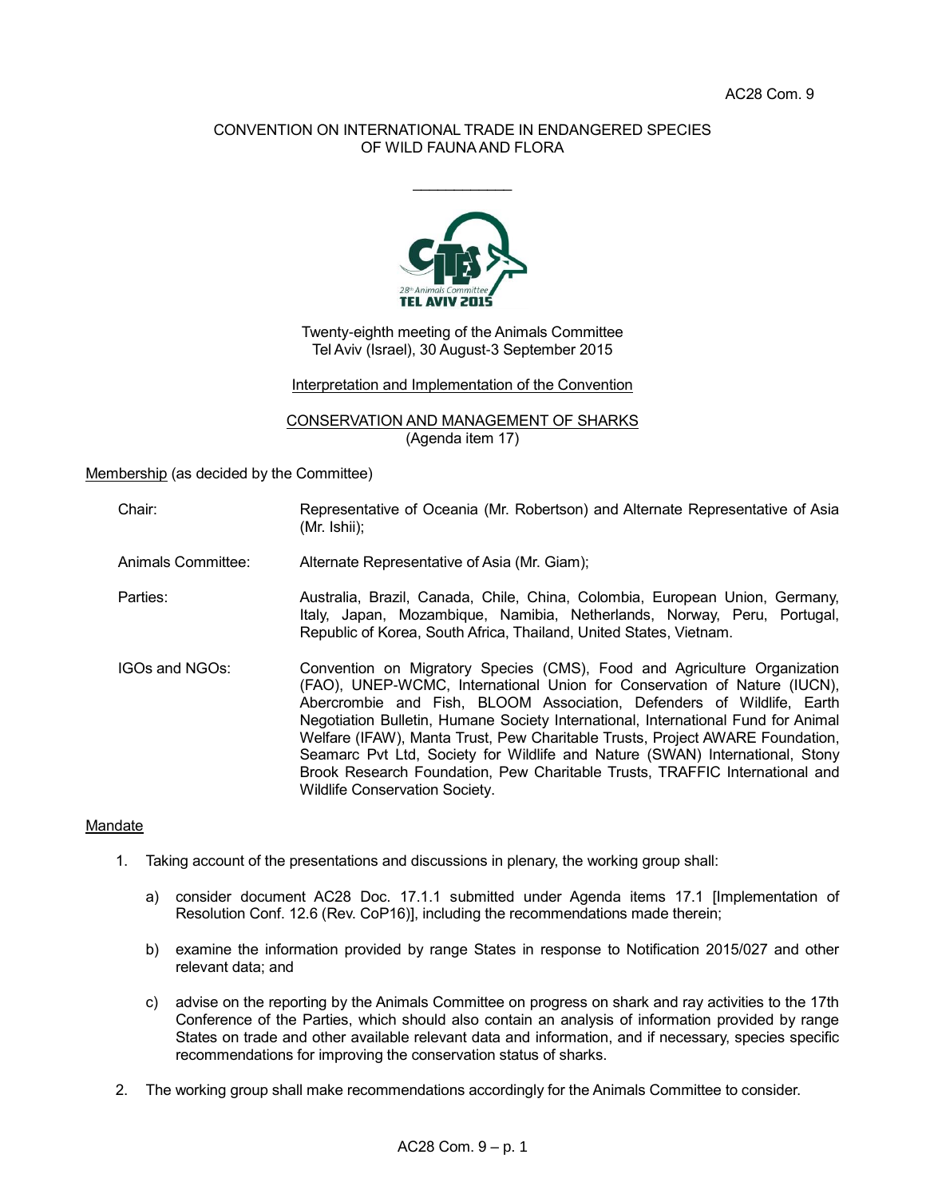AC28 Com. 9

CONVENTION ON INTERNATIONAL TRADE IN ENDANGERED SPECIES OF WILD FAUNA AND FLORA

\_\_\_\_\_\_\_\_\_\_\_\_

Twenty-eighth meeting of the Animals Committee
Tel Aviv (Israel), 30 August-3 September 2015

Interpretation and Implementation of the Convention

CONSERVATION AND MANAGEMENT OF SHARKS
(Agenda item 17)

Membership (as decided by the Committee)

Chair: Representative of Oceania (Mr. Robertson) and Alternate Representative of Asia (Mr. Ishii);

Animals Committee: Alternate Representative of Asia (Mr. Giam);

Parties: Australia, Brazil, Canada, Chile, China, Colombia, European Union, Germany, Italy, Japan, Mozambique, Namibia, Netherlands, Norway, Peru, Portugal, Republic of Korea, South Africa, Thailand, United States, Vietnam.

IGOs and NGOs: Convention on Migratory Species (CMS), Food and Agriculture Organization (FAO), UNEP-WCMC, International Union for Conservation of Nature (IUCN), Abercrombie and Fish, BLOOM Association, Defenders of Wildlife, Earth Negotiation Bulletin, Humane Society International, International Fund for Animal Welfare (IFAW), Manta Trust, Pew Charitable Trusts, Project AWARE Foundation, Seamarc Pvt Ltd, Society for Wildlife and Nature (SWAN) International, Stony Brook Research Foundation, Pew Charitable Trusts, TRAFFIC International and Wildlife Conservation Society.

Mandate

1. Taking account of the presentations and discussions in plenary, the working group shall:

   a) consider document AC28 Doc. 17.1.1 submitted under Agenda items 17.1 [Implementation of Resolution Conf. 12.6 (Rev. CoP16)], including the recommendations made therein;

   b) examine the information provided by range States in response to Notification 2015/027 and other relevant data; and

   c) advise on the reporting by the Animals Committee on progress on shark and ray activities to the 17th Conference of the Parties, which should also contain an analysis of information provided by range States on trade and other available relevant data and information, and if necessary, species specific recommendations for improving the conservation status of sharks.

2. The working group shall make recommendations accordingly for the Animals Committee to consider.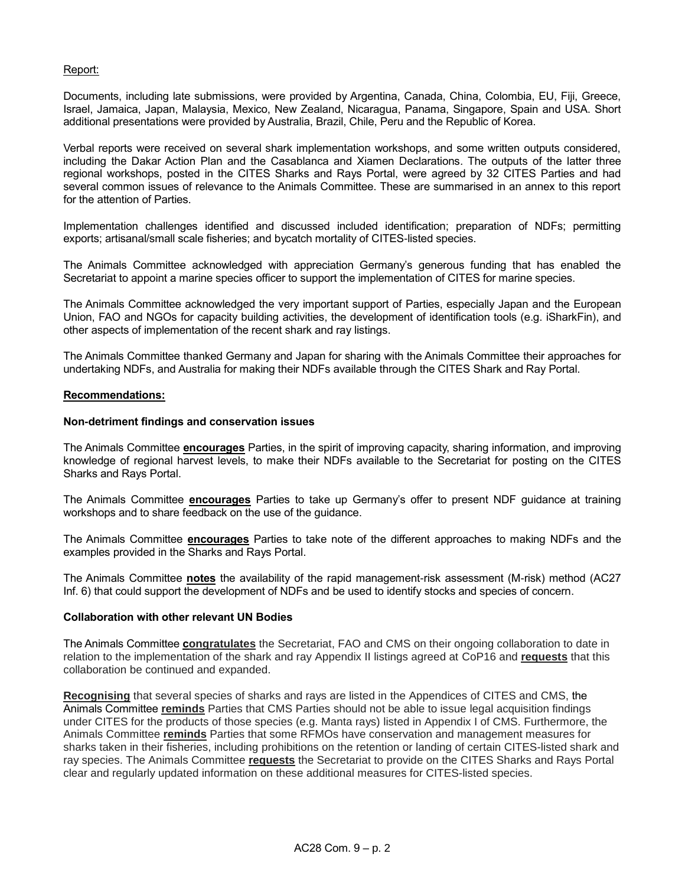Report:

Documents, including late submissions, were provided by Argentina, Canada, China, Colombia, EU, Fiji, Greece, Israel, Jamaica, Japan, Malaysia, Mexico, New Zealand, Nicaragua, Panama, Singapore, Spain and USA. Short additional presentations were provided by Australia, Brazil, Chile, Peru and the Republic of Korea.

Verbal reports were received on several shark implementation workshops, and some written outputs considered, including the Dakar Action Plan and the Casablanca and Xiamen Declarations. The outputs of the latter three regional workshops, posted in the CITES Sharks and Rays Portal, were agreed by 32 CITES Parties and had several common issues of relevance to the Animals Committee. These are summarised in an annex to this report for the attention of Parties.

Implementation challenges identified and discussed included identification; preparation of NDFs; permitting exports; artisanal/small scale fisheries; and bycatch mortality of CITES-listed species.

The Animals Committee acknowledged with appreciation Germany's generous funding that has enabled the Secretariat to appoint a marine species officer to support the implementation of CITES for marine species.

The Animals Committee acknowledged the very important support of Parties, especially Japan and the European Union, FAO and NGOs for capacity building activities, the development of identification tools (e.g. iSharkFin), and other aspects of implementation of the recent shark and ray listings.

The Animals Committee thanked Germany and Japan for sharing with the Animals Committee their approaches for undertaking NDFs, and Australia for making their NDFs available through the CITES Shark and Ray Portal.

**Recommendations:**

**Non-detriment findings and conservation issues**

The Animals Committee **encourages** Parties, in the spirit of improving capacity, sharing information, and improving knowledge of regional harvest levels, to make their NDFs available to the Secretariat for posting on the CITES Sharks and Rays Portal.

The Animals Committee **encourages** Parties to take up Germany's offer to present NDF guidance at training workshops and to share feedback on the use of the guidance.

The Animals Committee **encourages** Parties to take note of the different approaches to making NDFs and the examples provided in the Sharks and Rays Portal.

The Animals Committee **notes** the availability of the rapid management-risk assessment (M-risk) method (AC27 Inf. 6) that could support the development of NDFs and be used to identify stocks and species of concern.

**Collaboration with other relevant UN Bodies**

The Animals Committee **congratulates** the Secretariat, FAO and CMS on their ongoing collaboration to date in relation to the implementation of the shark and ray Appendix II listings agreed at CoP16 and **requests** that this collaboration be continued and expanded.

**Recognising** that several species of sharks and rays are listed in the Appendices of CITES and CMS, the Animals Committee **reminds** Parties that CMS Parties should not be able to issue legal acquisition findings under CITES for the products of those species (e.g. Manta rays) listed in Appendix I of CMS. Furthermore, the Animals Committee **reminds** Parties that some RFMOs have conservation and management measures for sharks taken in their fisheries, including prohibitions on the retention or landing of certain CITES-listed shark and ray species. The Animals Committee **requests** the Secretariat to provide on the CITES Sharks and Rays Portal clear and regularly updated information on these additional measures for CITES-listed species.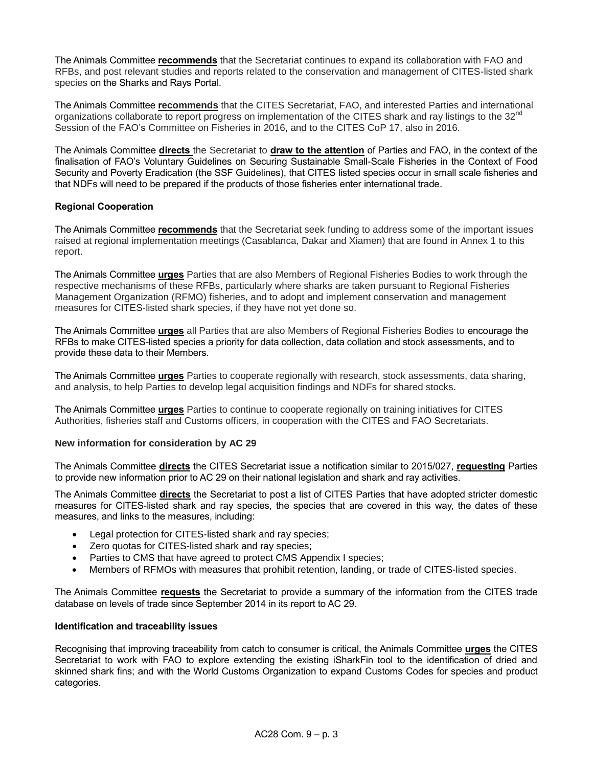The Animals Committee **recommends** that the Secretariat continues to expand its collaboration with FAO and RFBs, and post relevant studies and reports related to the conservation and management of CITES-listed shark species on the Sharks and Rays Portal.

The Animals Committee **recommends** that the CITES Secretariat, FAO, and interested Parties and international organizations collaborate to report progress on implementation of the CITES shark and ray listings to the 32nd Session of the FAO's Committee on Fisheries in 2016, and to the CITES CoP 17, also in 2016.

The Animals Committee **directs** the Secretariat to **draw to the attention** of Parties and FAO, in the context of the finalisation of FAO's Voluntary Guidelines on Securing Sustainable Small-Scale Fisheries in the Context of Food Security and Poverty Eradication (the SSF Guidelines), that CITES listed species occur in small scale fisheries and that NDFs will need to be prepared if the products of those fisheries enter international trade.

**Regional Cooperation**

The Animals Committee **recommends** that the Secretariat seek funding to address some of the important issues raised at regional implementation meetings (Casablanca, Dakar and Xiamen) that are found in Annex 1 to this report.

The Animals Committee **urges** Parties that are also Members of Regional Fisheries Bodies to work through the respective mechanisms of these RFBs, particularly where sharks are taken pursuant to Regional Fisheries Management Organization (RFMO) fisheries, and to adopt and implement conservation and management measures for CITES-listed shark species, if they have not yet done so.

The Animals Committee **urges** all Parties that are also Members of Regional Fisheries Bodies to encourage the RFBs to make CITES-listed species a priority for data collection, data collation and stock assessments, and to provide these data to their Members.

The Animals Committee **urges** Parties to cooperate regionally with research, stock assessments, data sharing, and analysis, to help Parties to develop legal acquisition findings and NDFs for shared stocks.

The Animals Committee **urges** Parties to continue to cooperate regionally on training initiatives for CITES Authorities, fisheries staff and Customs officers, in cooperation with the CITES and FAO Secretariats.

**New information for consideration by AC 29**

The Animals Committee **directs** the CITES Secretariat issue a notification similar to 2015/027, **requesting** Parties to provide new information prior to AC 29 on their national legislation and shark and ray activities.

The Animals Committee **directs** the Secretariat to post a list of CITES Parties that have adopted stricter domestic measures for CITES-listed shark and ray species, the species that are covered in this way, the dates of these measures, and links to the measures, including:

- Legal protection for CITES-listed shark and ray species;
- Zero quotas for CITES-listed shark and ray species;
- Parties to CMS that have agreed to protect CMS Appendix I species;
- Members of RFMOs with measures that prohibit retention, landing, or trade of CITES-listed species.

The Animals Committee **requests** the Secretariat to provide a summary of the information from the CITES trade database on levels of trade since September 2014 in its report to AC 29.

**Identification and traceability issues**

Recognising that improving traceability from catch to consumer is critical, the Animals Committee **urges** the CITES Secretariat to work with FAO to explore extending the existing iSharkFin tool to the identification of dried and skinned shark fins; and with the World Customs Organization to expand Customs Codes for species and product categories.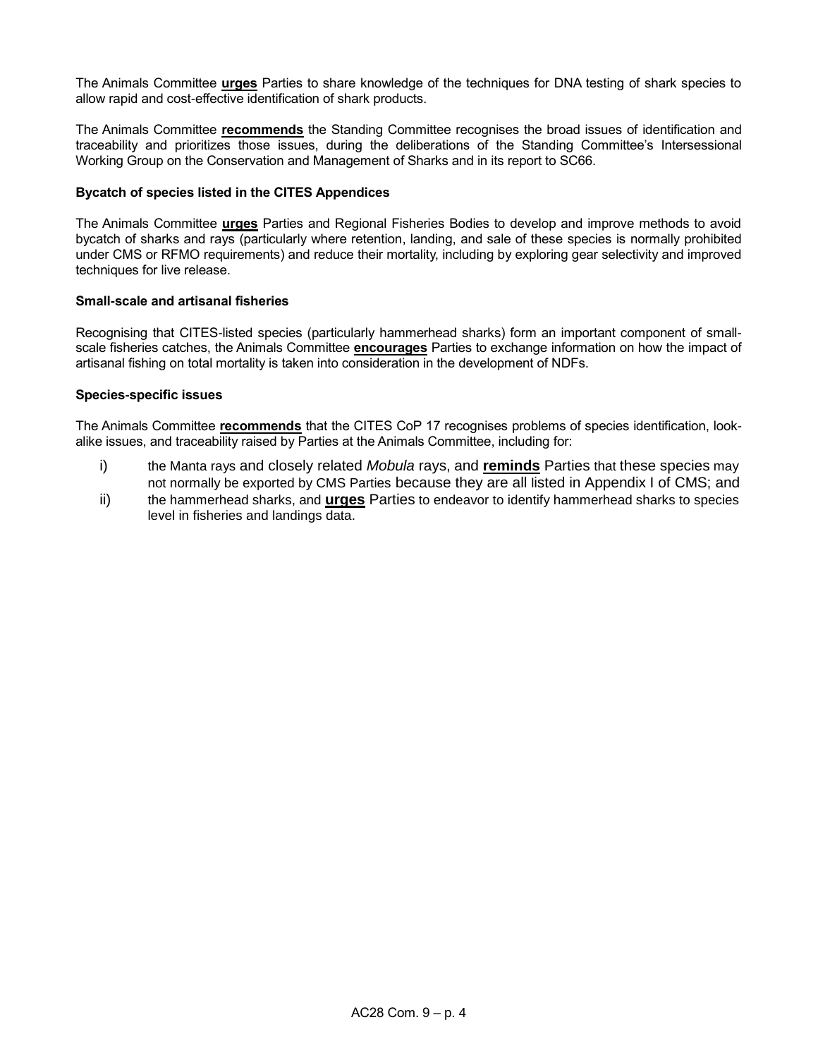The Animals Committee **urges** Parties to share knowledge of the techniques for DNA testing of shark species to allow rapid and cost-effective identification of shark products.

The Animals Committee **recommends** the Standing Committee recognises the broad issues of identification and traceability and prioritizes those issues, during the deliberations of the Standing Committee's Intersessional Working Group on the Conservation and Management of Sharks and in its report to SC66.

**Bycatch of species listed in the CITES Appendices**

The Animals Committee **urges** Parties and Regional Fisheries Bodies to develop and improve methods to avoid bycatch of sharks and rays (particularly where retention, landing, and sale of these species is normally prohibited under CMS or RFMO requirements) and reduce their mortality, including by exploring gear selectivity and improved techniques for live release.

**Small-scale and artisanal fisheries**

Recognising that CITES-listed species (particularly hammerhead sharks) form an important component of small-scale fisheries catches, the Animals Committee **encourages** Parties to exchange information on how the impact of artisanal fishing on total mortality is taken into consideration in the development of NDFs.

**Species-specific issues**

The Animals Committee **recommends** that the CITES CoP 17 recognises problems of species identification, look-alike issues, and traceability raised by Parties at the Animals Committee, including for:

i) the Manta rays and closely related *Mobula* rays, and **reminds** Parties that these species may not normally be exported by CMS Parties because they are all listed in Appendix I of CMS; and

ii) the hammerhead sharks, and **urges** Parties to endeavor to identify hammerhead sharks to species level in fisheries and landings data.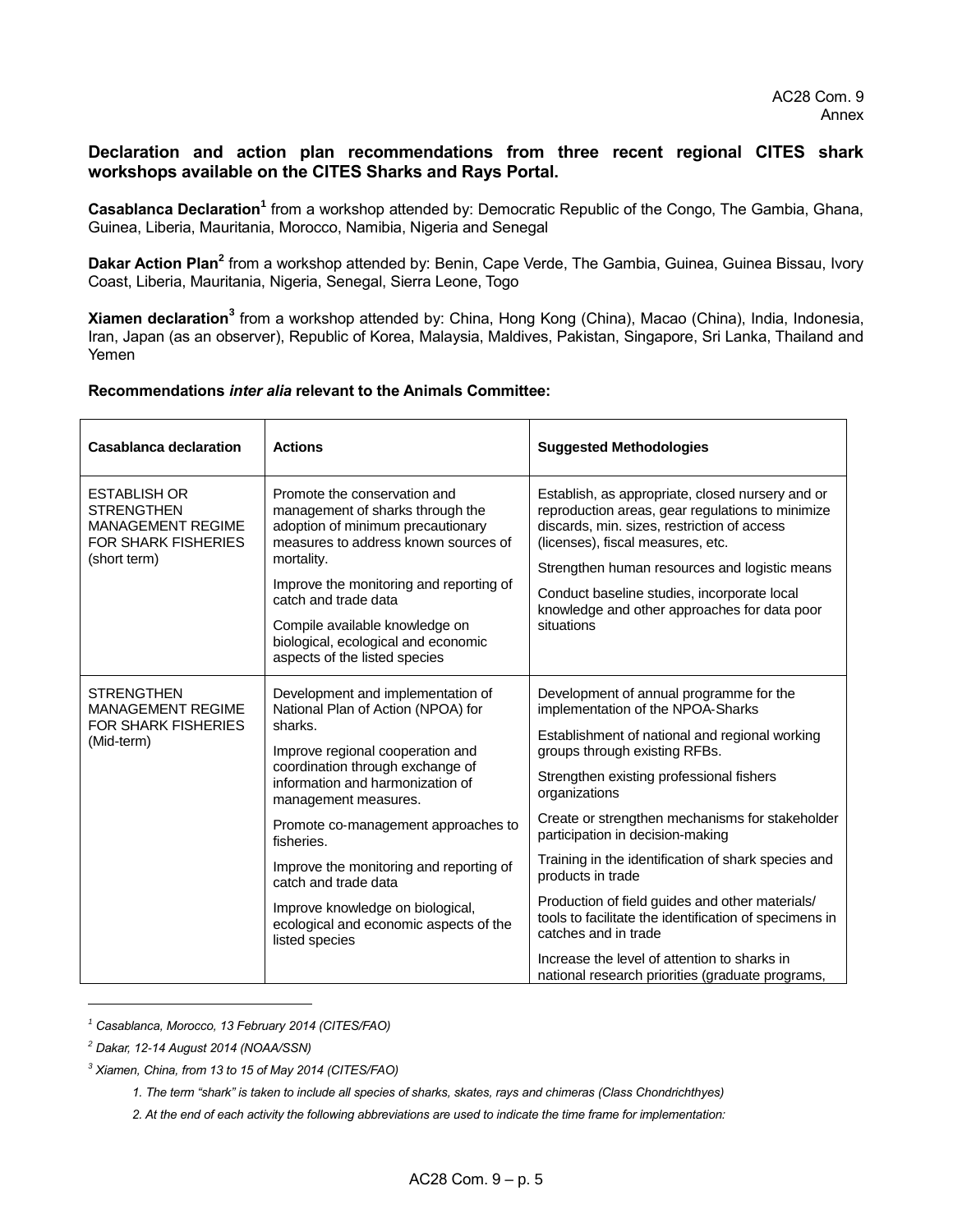**Declaration and action plan recommendations from three recent regional CITES shark workshops available on the CITES Sharks and Rays Portal.**

**Casablanca Declaration**[1] from a workshop attended by: Democratic Republic of the Congo, The Gambia, Ghana, Guinea, Liberia, Mauritania, Morocco, Namibia, Nigeria and Senegal

**Dakar Action Plan**[2] from a workshop attended by: Benin, Cape Verde, The Gambia, Guinea, Guinea Bissau, Ivory Coast, Liberia, Mauritania, Nigeria, Senegal, Sierra Leone, Togo

**Xiamen declaration**[3] from a workshop attended by: China, Hong Kong (China), Macao (China), India, Indonesia, Iran, Japan (as an observer), Republic of Korea, Malaysia, Maldives, Pakistan, Singapore, Sri Lanka, Thailand and Yemen

**Recommendations *inter alia* relevant to the Animals Committee:**

| Casablanca declaration | Actions | Suggested Methodologies |
|---|---|---|
| ESTABLISH OR STRENGTHEN MANAGEMENT REGIME FOR SHARK FISHERIES (short term) | Promote the conservation and management of sharks through the adoption of minimum precautionary measures to address known sources of mortality.<br><br>Improve the monitoring and reporting of catch and trade data<br><br>Compile available knowledge on biological, ecological and economic aspects of the listed species | Establish, as appropriate, closed nursery and or reproduction areas, gear regulations to minimize discards, min. sizes, restriction of access (licenses), fiscal measures, etc.<br><br>Strengthen human resources and logistic means<br><br>Conduct baseline studies, incorporate local knowledge and other approaches for data poor situations |
| STRENGTHEN MANAGEMENT REGIME FOR SHARK FISHERIES (Mid-term) | Development and implementation of National Plan of Action (NPOA) for sharks.<br><br>Improve regional cooperation and coordination through exchange of information and harmonization of management measures.<br><br>Promote co-management approaches to fisheries.<br><br>Improve the monitoring and reporting of catch and trade data<br><br>Improve knowledge on biological, ecological and economic aspects of the listed species | Development of annual programme for the implementation of the NPOA-Sharks<br><br>Establishment of national and regional working groups through existing RFBs.<br><br>Strengthen existing professional fishers organizations<br><br>Create or strengthen mechanisms for stakeholder participation in decision-making<br><br>Training in the identification of shark species and products in trade<br><br>Production of field guides and other materials/ tools to facilitate the identification of specimens in catches and in trade<br><br>Increase the level of attention to sharks in national research priorities (graduate programs, |

---

[1] *Casablanca, Morocco, 13 February 2014 (CITES/FAO)*

[2] *Dakar, 12-14 August 2014 (NOAA/SSN)*

[3] *Xiamen, China, from 13 to 15 of May 2014 (CITES/FAO)*

*1. The term "shark" is taken to include all species of sharks, skates, rays and chimeras (Class Chondrichthyes)*

*2. At the end of each activity the following abbreviations are used to indicate the time frame for implementation:*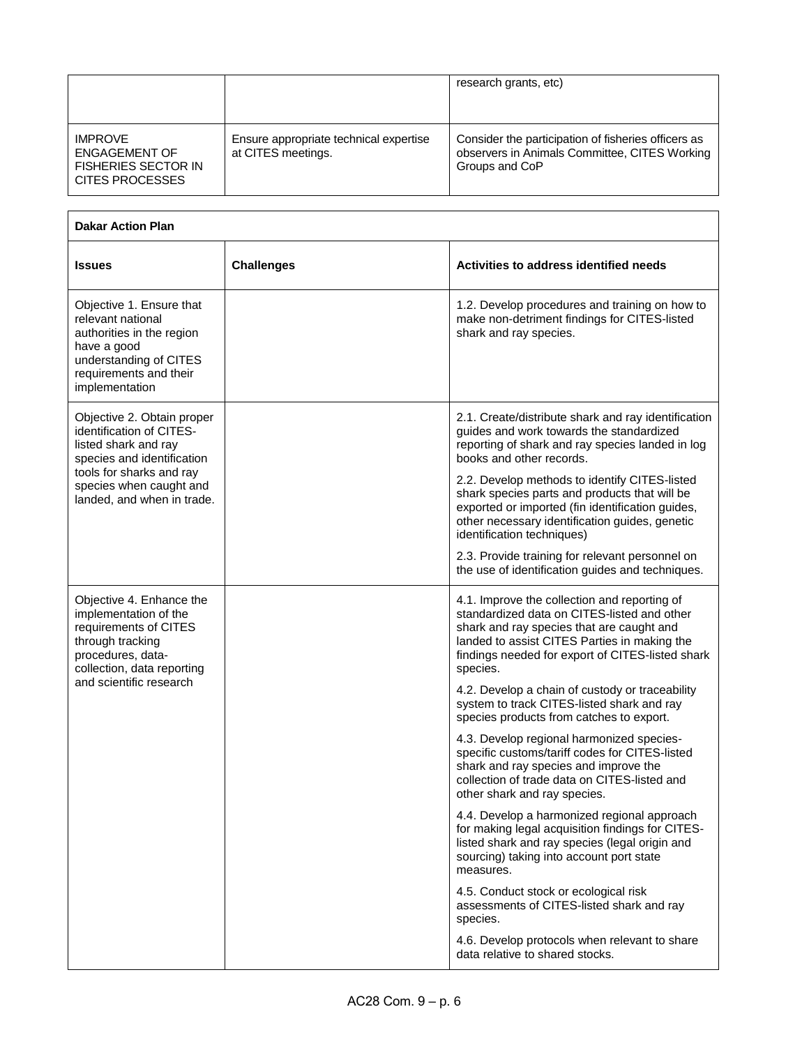| | | |
|---|---|---|
| | | research grants, etc) |
| IMPROVE ENGAGEMENT OF FISHERIES SECTOR IN CITES PROCESSES | Ensure appropriate technical expertise at CITES meetings. | Consider the participation of fisheries officers as observers in Animals Committee, CITES Working Groups and CoP |

| **Dakar Action Plan** | | |
|---|---|---|
| **Issues** | **Challenges** | **Activities to address identified needs** |
| Objective 1. Ensure that relevant national authorities in the region have a good understanding of CITES requirements and their implementation | | 1.2. Develop procedures and training on how to make non-detriment findings for CITES-listed shark and ray species. |
| Objective 2. Obtain proper identification of CITES-listed shark and ray species and identification tools for sharks and ray species when caught and landed, and when in trade. | | 2.1. Create/distribute shark and ray identification guides and work towards the standardized reporting of shark and ray species landed in log books and other records.<br><br>2.2. Develop methods to identify CITES-listed shark species parts and products that will be exported or imported (fin identification guides, other necessary identification guides, genetic identification techniques)<br><br>2.3. Provide training for relevant personnel on the use of identification guides and techniques. |
| Objective 4. Enhance the implementation of the requirements of CITES through tracking procedures, data-collection, data reporting and scientific research | | 4.1. Improve the collection and reporting of standardized data on CITES-listed and other shark and ray species that are caught and landed to assist CITES Parties in making the findings needed for export of CITES-listed shark species.<br><br>4.2. Develop a chain of custody or traceability system to track CITES-listed shark and ray species products from catches to export.<br><br>4.3. Develop regional harmonized species-specific customs/tariff codes for CITES-listed shark and ray species and improve the collection of trade data on CITES-listed and other shark and ray species.<br><br>4.4. Develop a harmonized regional approach for making legal acquisition findings for CITES-listed shark and ray species (legal origin and sourcing) taking into account port state measures.<br><br>4.5. Conduct stock or ecological risk assessments of CITES-listed shark and ray species.<br><br>4.6. Develop protocols when relevant to share data relative to shared stocks. |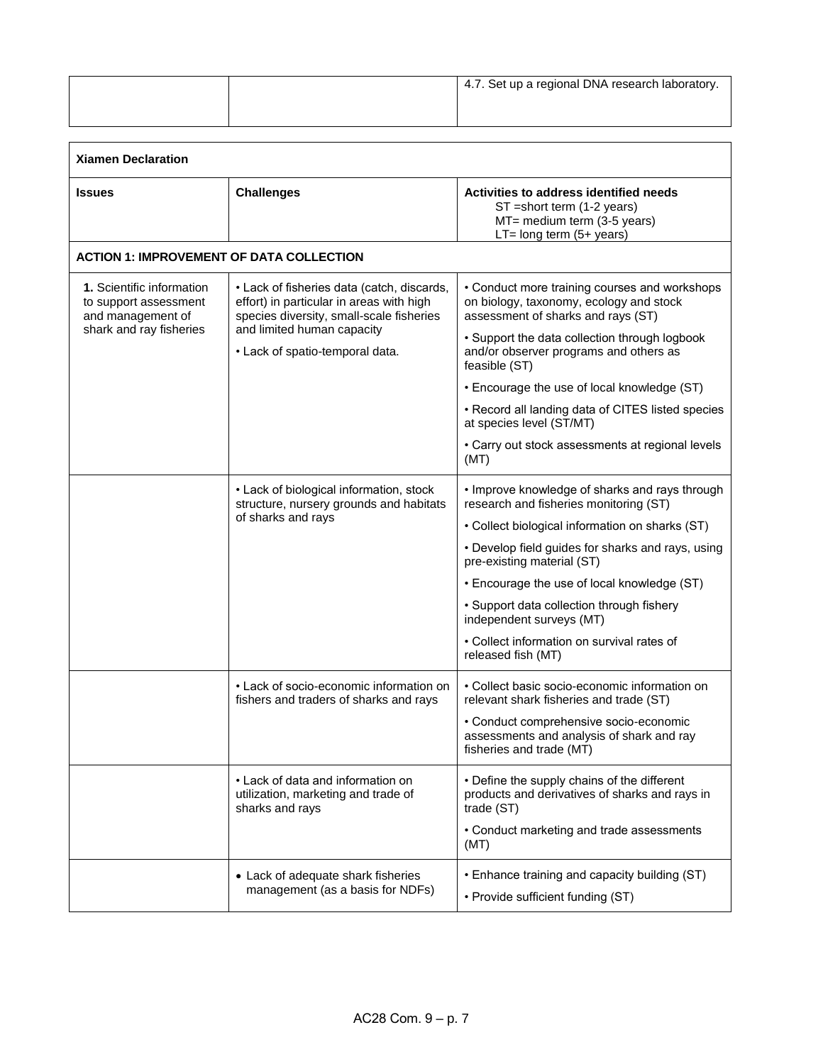| | | |
|---|---|---|
| | | 4.7. Set up a regional DNA research laboratory. |

| Xiamen Declaration | | |
|---|---|---|
| **Issues** | **Challenges** | **Activities to address identified needs**<br>ST =short term (1-2 years)<br>MT= medium term (3-5 years)<br>LT= long term (5+ years) |
| **ACTION 1: IMPROVEMENT OF DATA COLLECTION** | | |
| **1.** Scientific information to support assessment and management of shark and ray fisheries | • Lack of fisheries data (catch, discards, effort) in particular in areas with high species diversity, small-scale fisheries and limited human capacity<br>• Lack of spatio-temporal data. | • Conduct more training courses and workshops on biology, taxonomy, ecology and stock assessment of sharks and rays (ST)<br>• Support the data collection through logbook and/or observer programs and others as feasible (ST)<br>• Encourage the use of local knowledge (ST)<br>• Record all landing data of CITES listed species at species level (ST/MT)<br>• Carry out stock assessments at regional levels (MT) |
| | • Lack of biological information, stock structure, nursery grounds and habitats of sharks and rays | • Improve knowledge of sharks and rays through research and fisheries monitoring (ST)<br>• Collect biological information on sharks (ST)<br>• Develop field guides for sharks and rays, using pre-existing material (ST)<br>• Encourage the use of local knowledge (ST)<br>• Support data collection through fishery independent surveys (MT)<br>• Collect information on survival rates of released fish (MT) |
| | • Lack of socio-economic information on fishers and traders of sharks and rays | • Collect basic socio-economic information on relevant shark fisheries and trade (ST)<br>• Conduct comprehensive socio-economic assessments and analysis of shark and ray fisheries and trade (MT) |
| | • Lack of data and information on utilization, marketing and trade of sharks and rays | • Define the supply chains of the different products and derivatives of sharks and rays in trade (ST)<br>• Conduct marketing and trade assessments (MT) |
| | • Lack of adequate shark fisheries management (as a basis for NDFs) | • Enhance training and capacity building (ST)<br>• Provide sufficient funding (ST) |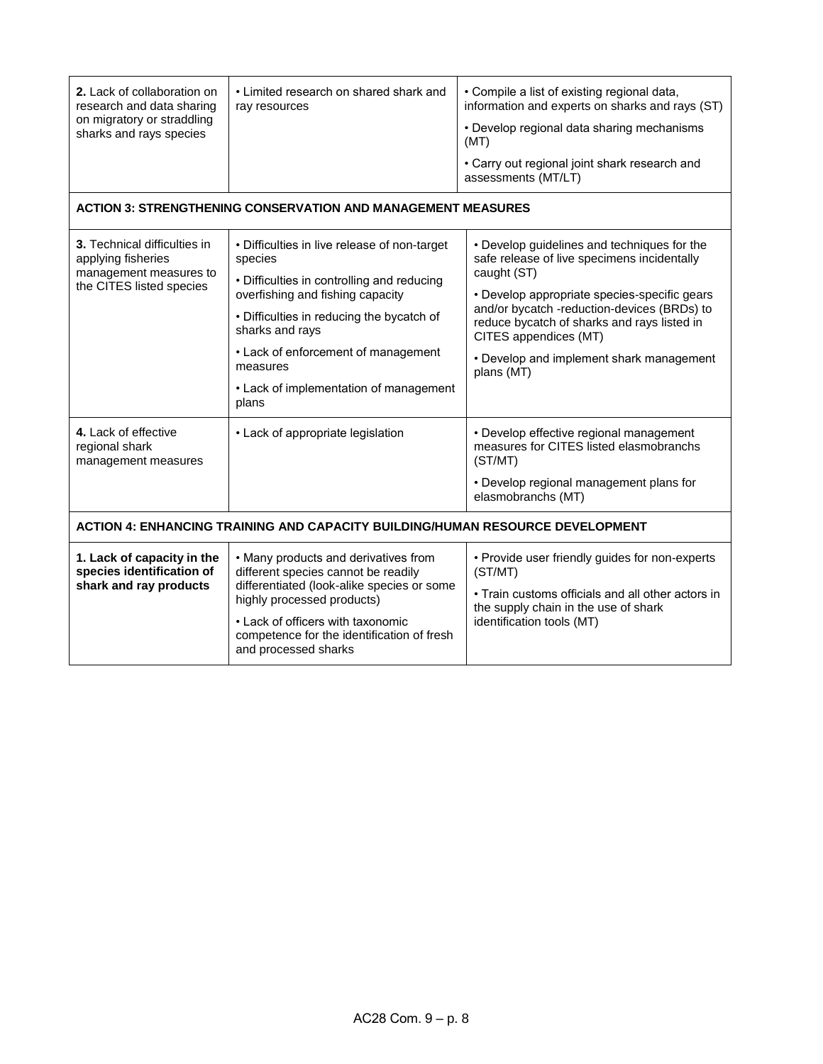| | | |
|---|---|---|
| **2.** Lack of collaboration on research and data sharing on migratory or straddling sharks and rays species | • Limited research on shared shark and ray resources | • Compile a list of existing regional data, information and experts on sharks and rays (ST)<br>• Develop regional data sharing mechanisms (MT)<br>• Carry out regional joint shark research and assessments (MT/LT) |
| **ACTION 3: STRENGTHENING CONSERVATION AND MANAGEMENT MEASURES** | | |
| **3.** Technical difficulties in applying fisheries management measures to the CITES listed species | • Difficulties in live release of non-target species<br>• Difficulties in controlling and reducing overfishing and fishing capacity<br>• Difficulties in reducing the bycatch of sharks and rays<br>• Lack of enforcement of management measures<br>• Lack of implementation of management plans | • Develop guidelines and techniques for the safe release of live specimens incidentally caught (ST)<br>• Develop appropriate species-specific gears and/or bycatch -reduction-devices (BRDs) to reduce bycatch of sharks and rays listed in CITES appendices (MT)<br>• Develop and implement shark management plans (MT) |
| **4.** Lack of effective regional shark management measures | • Lack of appropriate legislation | • Develop effective regional management measures for CITES listed elasmobranchs (ST/MT)<br>• Develop regional management plans for elasmobranchs (MT) |
| **ACTION 4: ENHANCING TRAINING AND CAPACITY BUILDING/HUMAN RESOURCE DEVELOPMENT** | | |
| **1. Lack of capacity in the species identification of shark and ray products** | • Many products and derivatives from different species cannot be readily differentiated (look-alike species or some highly processed products)<br>• Lack of officers with taxonomic competence for the identification of fresh and processed sharks | • Provide user friendly guides for non-experts (ST/MT)<br>• Train customs officials and all other actors in the supply chain in the use of shark identification tools (MT) |